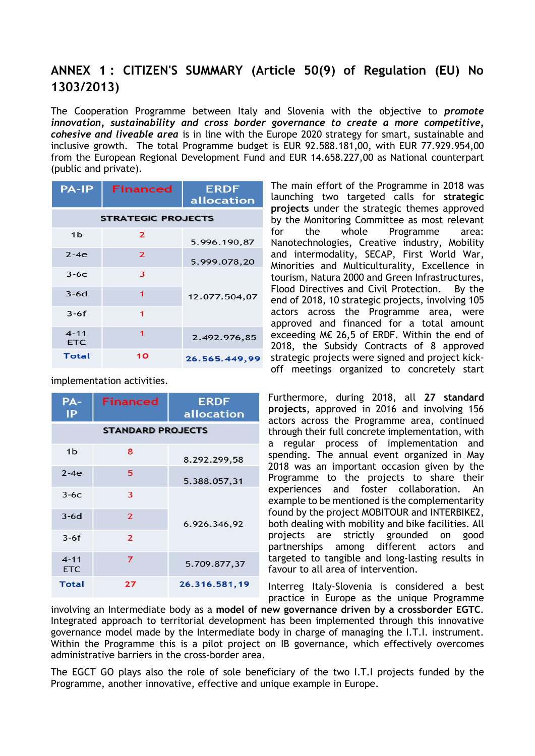# ANNEX 1 : CITIZEN'S SUMMARY (Article 50(9) of Regulation (EU) No 1303/2013)

The Cooperation Programme between Italy and Slovenia with the objective to ***promote innovation, sustainability and cross border governance to create a more competitive, cohesive and liveable area*** is in line with the Europe 2020 strategy for smart, sustainable and inclusive growth. The total Programme budget is EUR 92.588.181,00, with EUR 77.929.954,00 from the European Regional Development Fund and EUR 14.658.227,00 as National counterpart (public and private).

| PA-IP | Financed | ERDF allocation |
|---|---|---|
| **STRATEGIC PROJECTS** | | |
| 1b | 2 | 5.996.190,87 |
| 2-4e | 2 | 5.999.078,20 |
| 3-6c | 3 | 12.077.504,07 |
| 3-6d | 1 | |
| 3-6f | 1 | |
| 4-11 ETC | 1 | 2.492.976,85 |
| **Total** | **10** | **26.565.449,99** |

The main effort of the Programme in 2018 was launching two targeted calls for **strategic projects** under the strategic themes approved by the Monitoring Committee as most relevant for the whole Programme area: Nanotechnologies, Creative industry, Mobility and intermodality, SECAP, First World War, Minorities and Multiculturality, Excellence in tourism, Natura 2000 and Green Infrastructures, Flood Directives and Civil Protection. By the end of 2018, 10 strategic projects, involving 105 actors across the Programme area, were approved and financed for a total amount exceeding M€ 26,5 of ERDF. Within the end of 2018, the Subsidy Contracts of 8 approved strategic projects were signed and project kick-off meetings organized to concretely start implementation activities.

| PA-IP | Financed | ERDF allocation |
|---|---|---|
| **STANDARD PROJECTS** | | |
| 1b | 8 | 8.292.299,58 |
| 2-4e | 5 | 5.388.057,31 |
| 3-6c | 3 | 6.926.346,92 |
| 3-6d | 2 | |
| 3-6f | 2 | |
| 4-11 ETC | 7 | 5.709.877,37 |
| **Total** | **27** | **26.316.581,19** |

Furthermore, during 2018, all **27 standard projects**, approved in 2016 and involving 156 actors across the Programme area, continued through their full concrete implementation, with a regular process of implementation and spending. The annual event organized in May 2018 was an important occasion given by the Programme to the projects to share their experiences and foster collaboration. An example to be mentioned is the complementarity found by the project MOBITOUR and INTERBIKE2, both dealing with mobility and bike facilities. All projects are strictly grounded on good partnerships among different actors and targeted to tangible and long-lasting results in favour to all area of intervention.

Interreg Italy-Slovenia is considered a best practice in Europe as the unique Programme involving an Intermediate body as a **model of new governance driven by a crossborder EGTC**. Integrated approach to territorial development has been implemented through this innovative governance model made by the Intermediate body in charge of managing the I.T.I. instrument. Within the Programme this is a pilot project on IB governance, which effectively overcomes administrative barriers in the cross-border area.

The EGCT GO plays also the role of sole beneficiary of the two I.T.I projects funded by the Programme, another innovative, effective and unique example in Europe.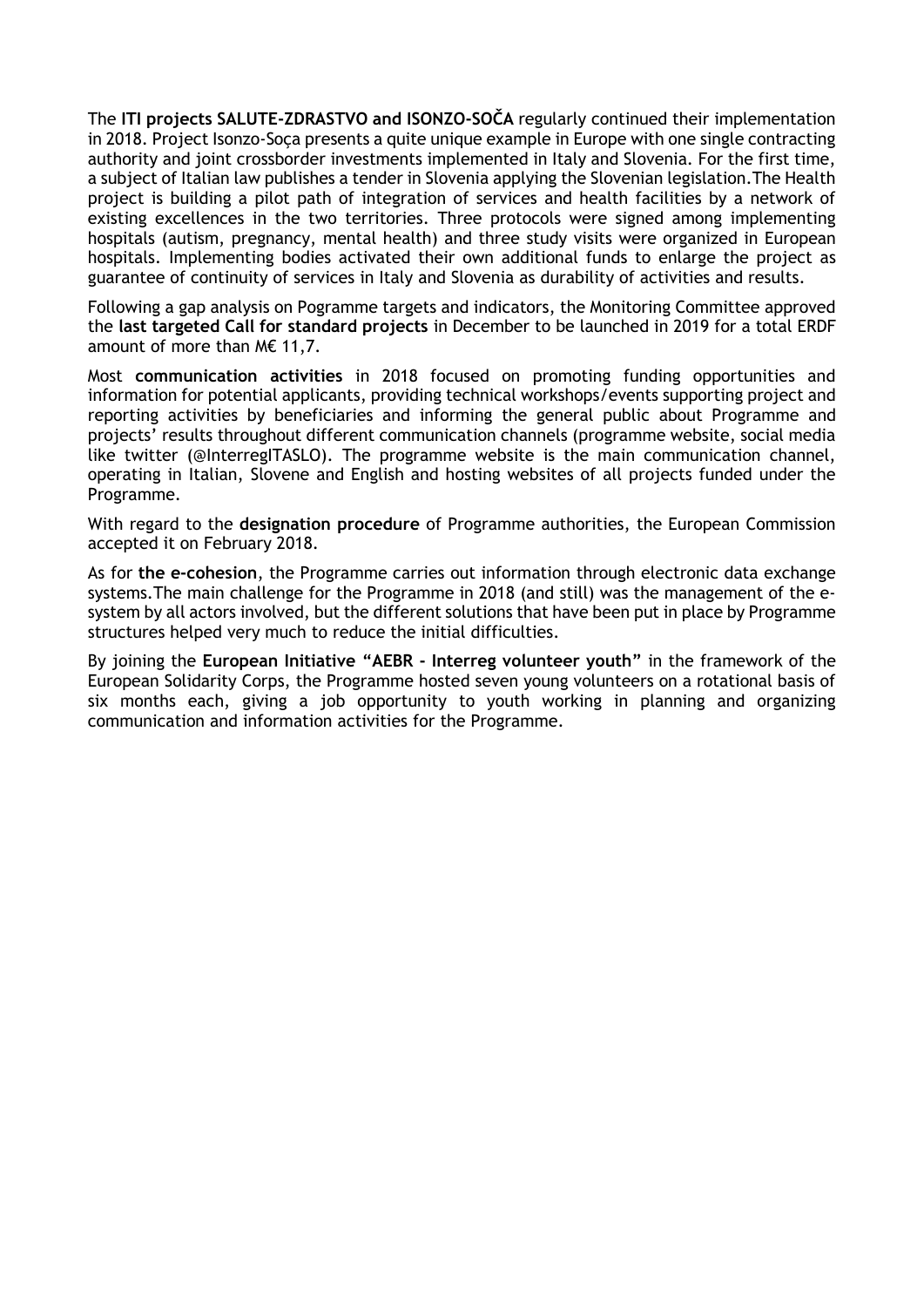The **ITI projects SALUTE-ZDRASTVO and ISONZO-SOČA** regularly continued their implementation in 2018. Project Isonzo-Soça presents a quite unique example in Europe with one single contracting authority and joint crossborder investments implemented in Italy and Slovenia. For the first time, a subject of Italian law publishes a tender in Slovenia applying the Slovenian legislation.The Health project is building a pilot path of integration of services and health facilities by a network of existing excellences in the two territories. Three protocols were signed among implementing hospitals (autism, pregnancy, mental health) and three study visits were organized in European hospitals. Implementing bodies activated their own additional funds to enlarge the project as guarantee of continuity of services in Italy and Slovenia as durability of activities and results.

Following a gap analysis on Pogramme targets and indicators, the Monitoring Committee approved the **last targeted Call for standard projects** in December to be launched in 2019 for a total ERDF amount of more than M€ 11,7.

Most **communication activities** in 2018 focused on promoting funding opportunities and information for potential applicants, providing technical workshops/events supporting project and reporting activities by beneficiaries and informing the general public about Programme and projects' results throughout different communication channels (programme website, social media like twitter (@InterregITASLO). The programme website is the main communication channel, operating in Italian, Slovene and English and hosting websites of all projects funded under the Programme.

With regard to the **designation procedure** of Programme authorities, the European Commission accepted it on February 2018.

As for **the e-cohesion**, the Programme carries out information through electronic data exchange systems.The main challenge for the Programme in 2018 (and still) was the management of the e-system by all actors involved, but the different solutions that have been put in place by Programme structures helped very much to reduce the initial difficulties.

By joining the **European Initiative "AEBR - Interreg volunteer youth"** in the framework of the European Solidarity Corps, the Programme hosted seven young volunteers on a rotational basis of six months each, giving a job opportunity to youth working in planning and organizing communication and information activities for the Programme.